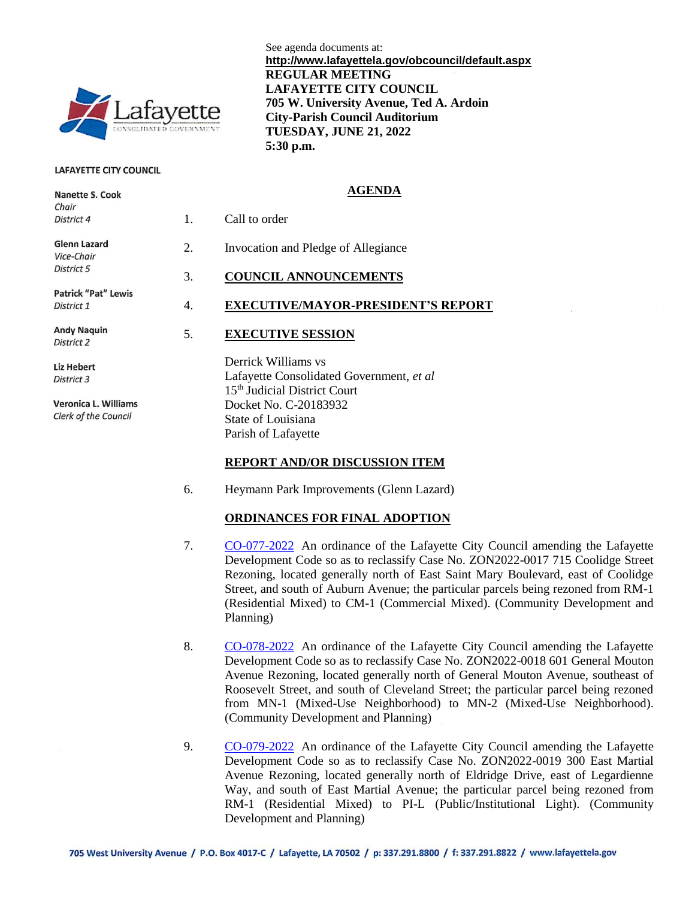See agenda documents at:
**http://www.lafayettela.gov/obcouncil/default.aspx**

**REGULAR MEETING**
**LAFAYETTE CITY COUNCIL**
**705 W. University Avenue, Ted A. Ardoin**
**City-Parish Council Auditorium**
**TUESDAY, JUNE 21, 2022**
**5:30 p.m.**

**LAFAYETTE CITY COUNCIL**

**Nanette S. Cook**
*Chair*
*District 4*

**Glenn Lazard**
*Vice-Chair*
*District 5*

**Patrick "Pat" Lewis**
*District 1*

**Andy Naquin**
*District 2*

**Liz Hebert**
*District 3*

**Veronica L. Williams**
*Clerk of the Council*

## AGENDA

1. Call to order

2. Invocation and Pledge of Allegiance

3. **COUNCIL ANNOUNCEMENTS**

4. **EXECUTIVE/MAYOR-PRESIDENT'S REPORT**

5. **EXECUTIVE SESSION**

   Derrick Williams vs
   Lafayette Consolidated Government, *et al*
   15th Judicial District Court
   Docket No. C-20183932
   State of Louisiana
   Parish of Lafayette

**REPORT AND/OR DISCUSSION ITEM**

6. Heymann Park Improvements (Glenn Lazard)

**ORDINANCES FOR FINAL ADOPTION**

7. CO-077-2022 An ordinance of the Lafayette City Council amending the Lafayette Development Code so as to reclassify Case No. ZON2022-0017 715 Coolidge Street Rezoning, located generally north of East Saint Mary Boulevard, east of Coolidge Street, and south of Auburn Avenue; the particular parcels being rezoned from RM-1 (Residential Mixed) to CM-1 (Commercial Mixed). (Community Development and Planning)

8. CO-078-2022 An ordinance of the Lafayette City Council amending the Lafayette Development Code so as to reclassify Case No. ZON2022-0018 601 General Mouton Avenue Rezoning, located generally north of General Mouton Avenue, southeast of Roosevelt Street, and south of Cleveland Street; the particular parcel being rezoned from MN-1 (Mixed-Use Neighborhood) to MN-2 (Mixed-Use Neighborhood). (Community Development and Planning)

9. CO-079-2022 An ordinance of the Lafayette City Council amending the Lafayette Development Code so as to reclassify Case No. ZON2022-0019 300 East Martial Avenue Rezoning, located generally north of Eldridge Drive, east of Legardienne Way, and south of East Martial Avenue; the particular parcel being rezoned from RM-1 (Residential Mixed) to PI-L (Public/Institutional Light). (Community Development and Planning)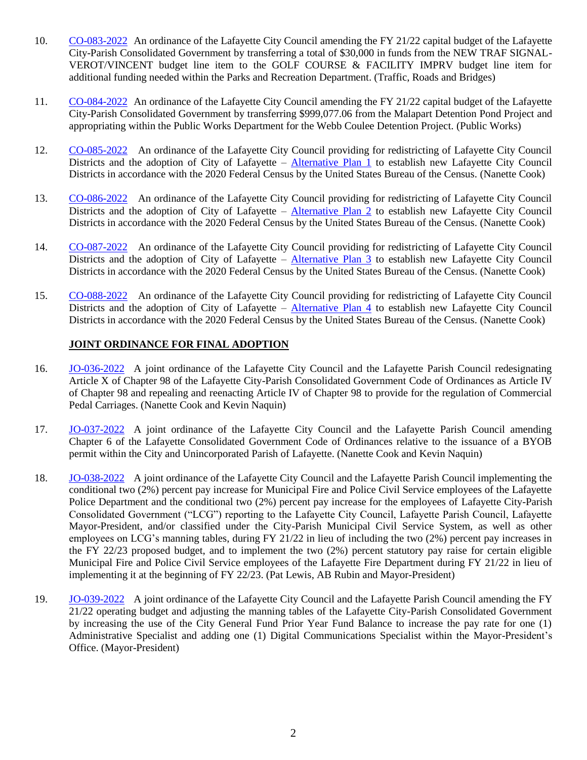10. CO-083-2022 An ordinance of the Lafayette City Council amending the FY 21/22 capital budget of the Lafayette City-Parish Consolidated Government by transferring a total of $30,000 in funds from the NEW TRAF SIGNAL-VEROT/VINCENT budget line item to the GOLF COURSE & FACILITY IMPRV budget line item for additional funding needed within the Parks and Recreation Department. (Traffic, Roads and Bridges)

11. CO-084-2022 An ordinance of the Lafayette City Council amending the FY 21/22 capital budget of the Lafayette City-Parish Consolidated Government by transferring $999,077.06 from the Malapart Detention Pond Project and appropriating within the Public Works Department for the Webb Coulee Detention Project. (Public Works)

12. CO-085-2022 An ordinance of the Lafayette City Council providing for redistricting of Lafayette City Council Districts and the adoption of City of Lafayette – Alternative Plan 1 to establish new Lafayette City Council Districts in accordance with the 2020 Federal Census by the United States Bureau of the Census. (Nanette Cook)

13. CO-086-2022 An ordinance of the Lafayette City Council providing for redistricting of Lafayette City Council Districts and the adoption of City of Lafayette – Alternative Plan 2 to establish new Lafayette City Council Districts in accordance with the 2020 Federal Census by the United States Bureau of the Census. (Nanette Cook)

14. CO-087-2022 An ordinance of the Lafayette City Council providing for redistricting of Lafayette City Council Districts and the adoption of City of Lafayette – Alternative Plan 3 to establish new Lafayette City Council Districts in accordance with the 2020 Federal Census by the United States Bureau of the Census. (Nanette Cook)

15. CO-088-2022 An ordinance of the Lafayette City Council providing for redistricting of Lafayette City Council Districts and the adoption of City of Lafayette – Alternative Plan 4 to establish new Lafayette City Council Districts in accordance with the 2020 Federal Census by the United States Bureau of the Census. (Nanette Cook)

**JOINT ORDINANCE FOR FINAL ADOPTION**

16. JO-036-2022 A joint ordinance of the Lafayette City Council and the Lafayette Parish Council redesignating Article X of Chapter 98 of the Lafayette City-Parish Consolidated Government Code of Ordinances as Article IV of Chapter 98 and repealing and reenacting Article IV of Chapter 98 to provide for the regulation of Commercial Pedal Carriages. (Nanette Cook and Kevin Naquin)

17. JO-037-2022 A joint ordinance of the Lafayette City Council and the Lafayette Parish Council amending Chapter 6 of the Lafayette Consolidated Government Code of Ordinances relative to the issuance of a BYOB permit within the City and Unincorporated Parish of Lafayette. (Nanette Cook and Kevin Naquin)

18. JO-038-2022 A joint ordinance of the Lafayette City Council and the Lafayette Parish Council implementing the conditional two (2%) percent pay increase for Municipal Fire and Police Civil Service employees of the Lafayette Police Department and the conditional two (2%) percent pay increase for the employees of Lafayette City-Parish Consolidated Government ("LCG") reporting to the Lafayette City Council, Lafayette Parish Council, Lafayette Mayor-President, and/or classified under the City-Parish Municipal Civil Service System, as well as other employees on LCG's manning tables, during FY 21/22 in lieu of including the two (2%) percent pay increases in the FY 22/23 proposed budget, and to implement the two (2%) percent statutory pay raise for certain eligible Municipal Fire and Police Civil Service employees of the Lafayette Fire Department during FY 21/22 in lieu of implementing it at the beginning of FY 22/23. (Pat Lewis, AB Rubin and Mayor-President)

19. JO-039-2022 A joint ordinance of the Lafayette City Council and the Lafayette Parish Council amending the FY 21/22 operating budget and adjusting the manning tables of the Lafayette City-Parish Consolidated Government by increasing the use of the City General Fund Prior Year Fund Balance to increase the pay rate for one (1) Administrative Specialist and adding one (1) Digital Communications Specialist within the Mayor-President's Office. (Mayor-President)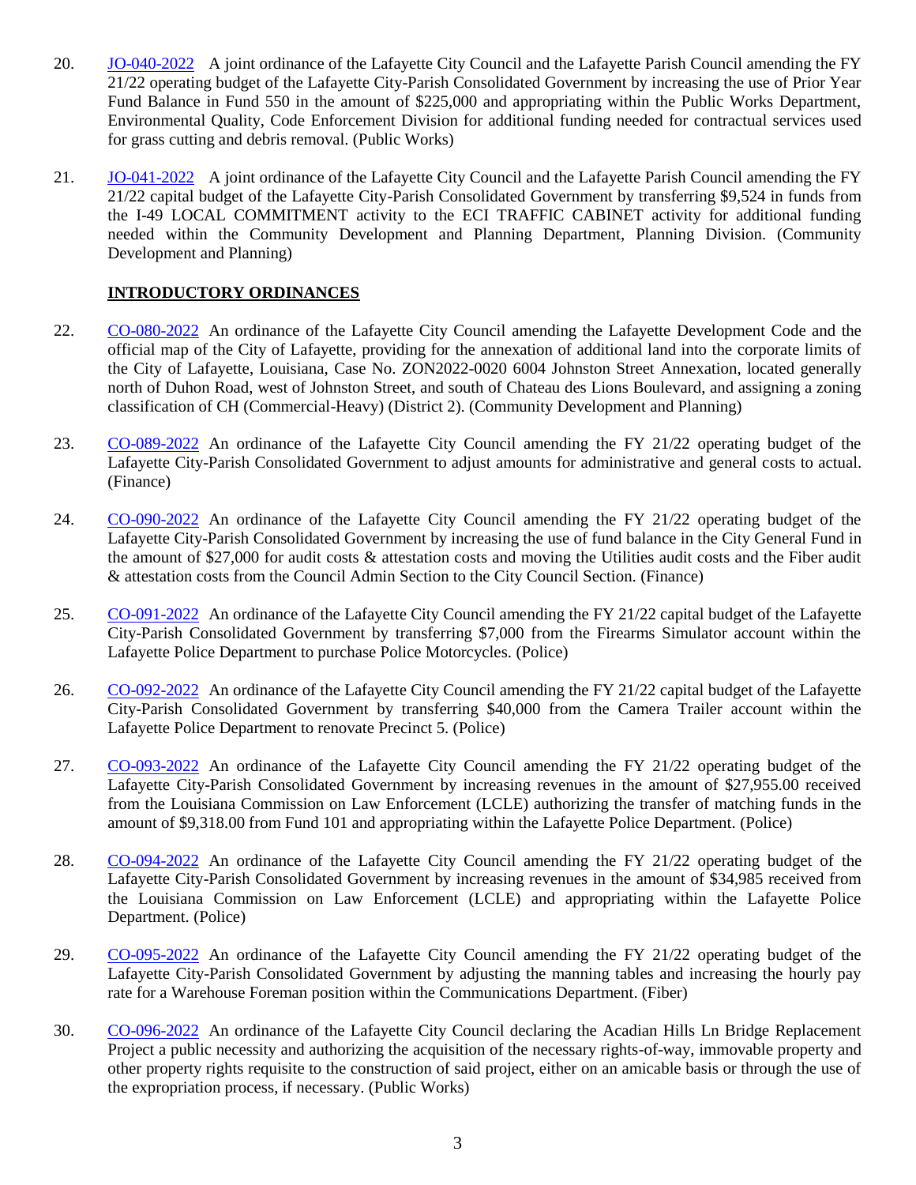20. JO-040-2022 A joint ordinance of the Lafayette City Council and the Lafayette Parish Council amending the FY 21/22 operating budget of the Lafayette City-Parish Consolidated Government by increasing the use of Prior Year Fund Balance in Fund 550 in the amount of $225,000 and appropriating within the Public Works Department, Environmental Quality, Code Enforcement Division for additional funding needed for contractual services used for grass cutting and debris removal. (Public Works)

21. JO-041-2022 A joint ordinance of the Lafayette City Council and the Lafayette Parish Council amending the FY 21/22 capital budget of the Lafayette City-Parish Consolidated Government by transferring $9,524 in funds from the I-49 LOCAL COMMITMENT activity to the ECI TRAFFIC CABINET activity for additional funding needed within the Community Development and Planning Department, Planning Division. (Community Development and Planning)

**INTRODUCTORY ORDINANCES**

22. CO-080-2022 An ordinance of the Lafayette City Council amending the Lafayette Development Code and the official map of the City of Lafayette, providing for the annexation of additional land into the corporate limits of the City of Lafayette, Louisiana, Case No. ZON2022-0020 6004 Johnston Street Annexation, located generally north of Duhon Road, west of Johnston Street, and south of Chateau des Lions Boulevard, and assigning a zoning classification of CH (Commercial-Heavy) (District 2). (Community Development and Planning)

23. CO-089-2022 An ordinance of the Lafayette City Council amending the FY 21/22 operating budget of the Lafayette City-Parish Consolidated Government to adjust amounts for administrative and general costs to actual. (Finance)

24. CO-090-2022 An ordinance of the Lafayette City Council amending the FY 21/22 operating budget of the Lafayette City-Parish Consolidated Government by increasing the use of fund balance in the City General Fund in the amount of $27,000 for audit costs & attestation costs and moving the Utilities audit costs and the Fiber audit & attestation costs from the Council Admin Section to the City Council Section. (Finance)

25. CO-091-2022 An ordinance of the Lafayette City Council amending the FY 21/22 capital budget of the Lafayette City-Parish Consolidated Government by transferring $7,000 from the Firearms Simulator account within the Lafayette Police Department to purchase Police Motorcycles. (Police)

26. CO-092-2022 An ordinance of the Lafayette City Council amending the FY 21/22 capital budget of the Lafayette City-Parish Consolidated Government by transferring $40,000 from the Camera Trailer account within the Lafayette Police Department to renovate Precinct 5. (Police)

27. CO-093-2022 An ordinance of the Lafayette City Council amending the FY 21/22 operating budget of the Lafayette City-Parish Consolidated Government by increasing revenues in the amount of $27,955.00 received from the Louisiana Commission on Law Enforcement (LCLE) authorizing the transfer of matching funds in the amount of $9,318.00 from Fund 101 and appropriating within the Lafayette Police Department. (Police)

28. CO-094-2022 An ordinance of the Lafayette City Council amending the FY 21/22 operating budget of the Lafayette City-Parish Consolidated Government by increasing revenues in the amount of $34,985 received from the Louisiana Commission on Law Enforcement (LCLE) and appropriating within the Lafayette Police Department. (Police)

29. CO-095-2022 An ordinance of the Lafayette City Council amending the FY 21/22 operating budget of the Lafayette City-Parish Consolidated Government by adjusting the manning tables and increasing the hourly pay rate for a Warehouse Foreman position within the Communications Department. (Fiber)

30. CO-096-2022 An ordinance of the Lafayette City Council declaring the Acadian Hills Ln Bridge Replacement Project a public necessity and authorizing the acquisition of the necessary rights-of-way, immovable property and other property rights requisite to the construction of said project, either on an amicable basis or through the use of the expropriation process, if necessary. (Public Works)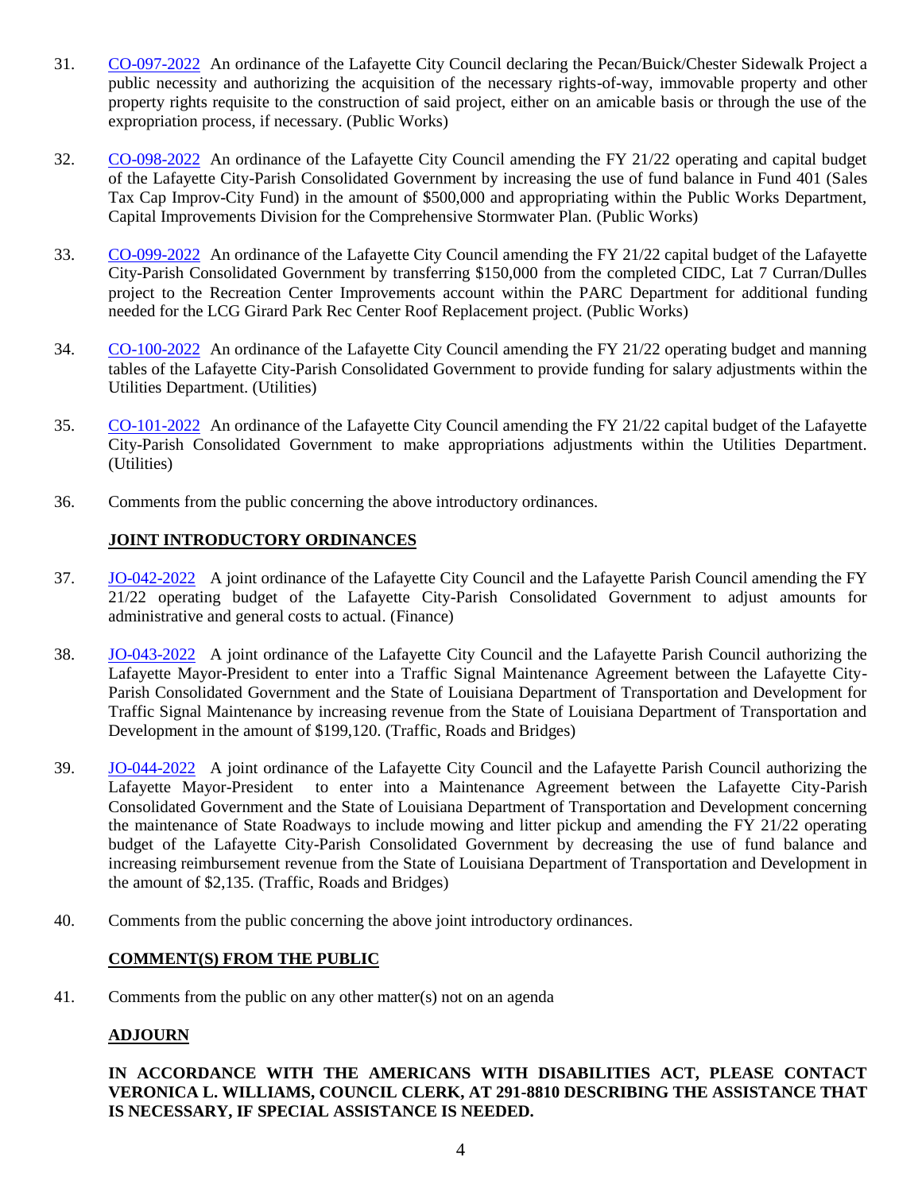31. CO-097-2022 An ordinance of the Lafayette City Council declaring the Pecan/Buick/Chester Sidewalk Project a public necessity and authorizing the acquisition of the necessary rights-of-way, immovable property and other property rights requisite to the construction of said project, either on an amicable basis or through the use of the expropriation process, if necessary. (Public Works)

32. CO-098-2022 An ordinance of the Lafayette City Council amending the FY 21/22 operating and capital budget of the Lafayette City-Parish Consolidated Government by increasing the use of fund balance in Fund 401 (Sales Tax Cap Improv-City Fund) in the amount of $500,000 and appropriating within the Public Works Department, Capital Improvements Division for the Comprehensive Stormwater Plan. (Public Works)

33. CO-099-2022 An ordinance of the Lafayette City Council amending the FY 21/22 capital budget of the Lafayette City-Parish Consolidated Government by transferring $150,000 from the completed CIDC, Lat 7 Curran/Dulles project to the Recreation Center Improvements account within the PARC Department for additional funding needed for the LCG Girard Park Rec Center Roof Replacement project. (Public Works)

34. CO-100-2022 An ordinance of the Lafayette City Council amending the FY 21/22 operating budget and manning tables of the Lafayette City-Parish Consolidated Government to provide funding for salary adjustments within the Utilities Department. (Utilities)

35. CO-101-2022 An ordinance of the Lafayette City Council amending the FY 21/22 capital budget of the Lafayette City-Parish Consolidated Government to make appropriations adjustments within the Utilities Department. (Utilities)

36. Comments from the public concerning the above introductory ordinances.

**JOINT INTRODUCTORY ORDINANCES**

37. JO-042-2022 A joint ordinance of the Lafayette City Council and the Lafayette Parish Council amending the FY 21/22 operating budget of the Lafayette City-Parish Consolidated Government to adjust amounts for administrative and general costs to actual. (Finance)

38. JO-043-2022 A joint ordinance of the Lafayette City Council and the Lafayette Parish Council authorizing the Lafayette Mayor-President to enter into a Traffic Signal Maintenance Agreement between the Lafayette City-Parish Consolidated Government and the State of Louisiana Department of Transportation and Development for Traffic Signal Maintenance by increasing revenue from the State of Louisiana Department of Transportation and Development in the amount of $199,120. (Traffic, Roads and Bridges)

39. JO-044-2022 A joint ordinance of the Lafayette City Council and the Lafayette Parish Council authorizing the Lafayette Mayor-President to enter into a Maintenance Agreement between the Lafayette City-Parish Consolidated Government and the State of Louisiana Department of Transportation and Development concerning the maintenance of State Roadways to include mowing and litter pickup and amending the FY 21/22 operating budget of the Lafayette City-Parish Consolidated Government by decreasing the use of fund balance and increasing reimbursement revenue from the State of Louisiana Department of Transportation and Development in the amount of $2,135. (Traffic, Roads and Bridges)

40. Comments from the public concerning the above joint introductory ordinances.

**COMMENT(S) FROM THE PUBLIC**

41. Comments from the public on any other matter(s) not on an agenda

**ADJOURN**

**IN ACCORDANCE WITH THE AMERICANS WITH DISABILITIES ACT, PLEASE CONTACT VERONICA L. WILLIAMS, COUNCIL CLERK, AT 291-8810 DESCRIBING THE ASSISTANCE THAT IS NECESSARY, IF SPECIAL ASSISTANCE IS NEEDED.**